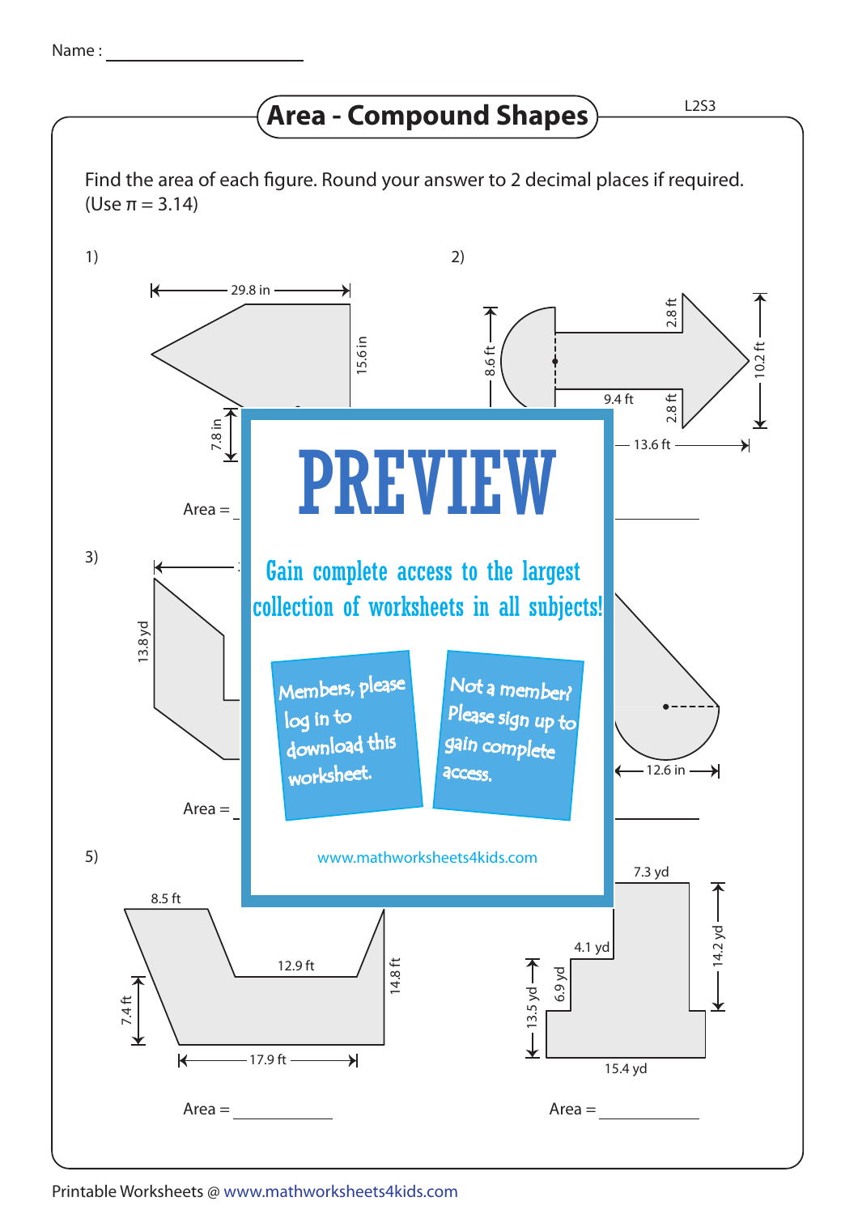Name : ___________________

# Area - Compound Shapes

L2S3

Find the area of each figure. Round your answer to 2 decimal places if required. (Use π = 3.14)

1)

29.8 in

15.6 in

7.8 in

Area = ___________

2)

8.6 ft

2.8 ft

10.2 ft

9.4 ft

2.8 ft

13.6 ft

Area = ___________

3)

13.8 yd

Area = ___________

4)

12.6 in

Area = ___________

# PREVIEW

Gain complete access to the largest collection of worksheets in all subjects!

Members, please log in to download this worksheet.

Not a member? Please sign up to gain complete access.

www.mathworksheets4kids.com

5)

8.5 ft

12.9 ft

14.8 ft

7.4 ft

17.9 ft

Area = ___________

6)

7.3 yd

4.1 yd

14.2 yd

13.5 yd

6.9 yd

15.4 yd

Area = ___________

Printable Worksheets @ www.mathworksheets4kids.com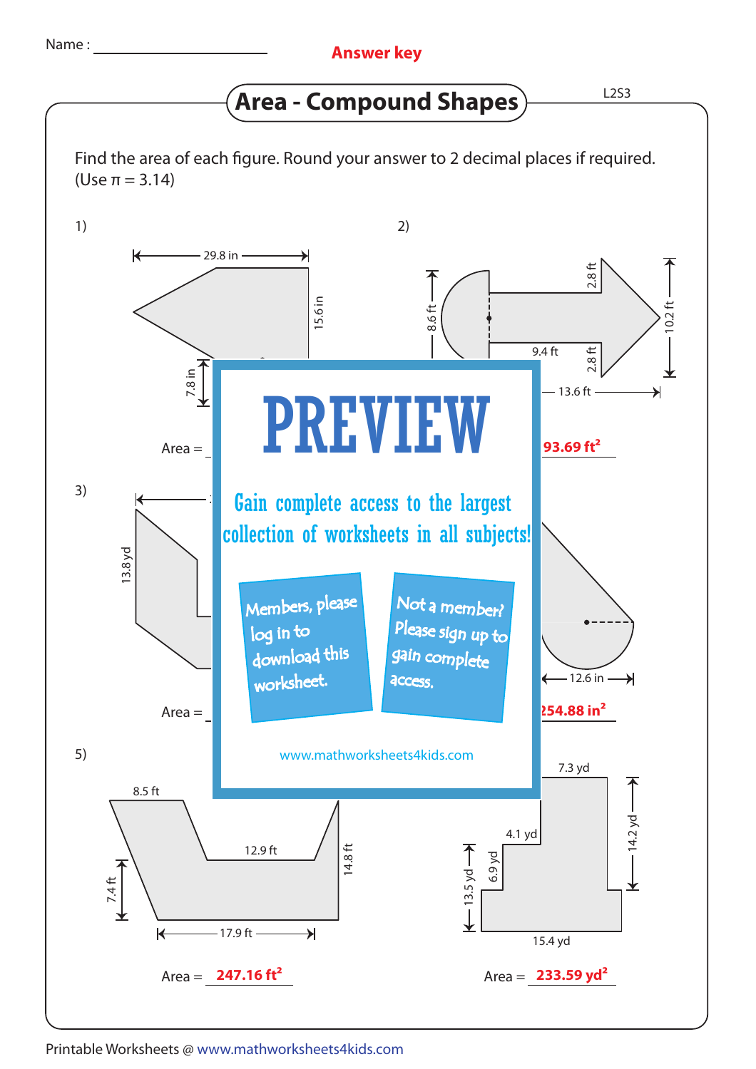Name : ___________________

**Answer key**

# Area - Compound Shapes

L2S3

Find the area of each figure. Round your answer to 2 decimal places if required. (Use π = 3.14)

1)

29.8 in

15.6 in

7.8 in

Area = ___

2)

8.6 ft

2.8 ft

10.2 ft

9.4 ft

2.8 ft

13.6 ft

**93.69 ft²**

3)

13.8 yd

Area = ___

12.6 in

**254.88 in²**

PREVIEW

Gain complete access to the largest collection of worksheets in all subjects!

Members, please log in to download this worksheet.

Not a member? Please sign up to gain complete access.

www.mathworksheets4kids.com

5)

8.5 ft

12.9 ft

14.8 ft

7.4 ft

17.9 ft

Area = **247.16 ft²**

7.3 yd

4.1 yd

14.2 yd

13.5 yd

6.9 yd

15.4 yd

Area = **233.59 yd²**

Printable Worksheets @ www.mathworksheets4kids.com